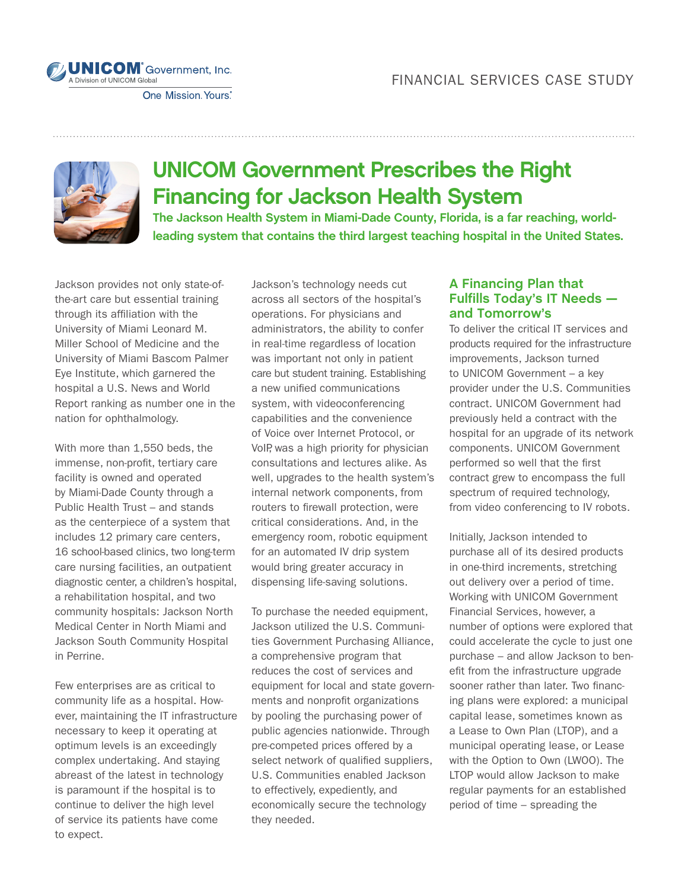FINANCIAL SERVICES CASE STUDY

# UNICOM Government Prescribes the Right Financing for Jackson Health System

**The Jackson Health System in Miami-Dade County, Florida, is a far reaching, world-leading system that contains the third largest teaching hospital in the United States.**

Jackson provides not only state-of-the-art care but essential training through its affiliation with the University of Miami Leonard M. Miller School of Medicine and the University of Miami Bascom Palmer Eye Institute, which garnered the hospital a U.S. News and World Report ranking as number one in the nation for ophthalmology.

With more than 1,550 beds, the immense, non-profit, tertiary care facility is owned and operated by Miami-Dade County through a Public Health Trust – and stands as the centerpiece of a system that includes 12 primary care centers, 16 school-based clinics, two long-term care nursing facilities, an outpatient diagnostic center, a children's hospital, a rehabilitation hospital, and two community hospitals: Jackson North Medical Center in North Miami and Jackson South Community Hospital in Perrine.

Few enterprises are as critical to community life as a hospital. However, maintaining the IT infrastructure necessary to keep it operating at optimum levels is an exceedingly complex undertaking. And staying abreast of the latest in technology is paramount if the hospital is to continue to deliver the high level of service its patients have come to expect.

Jackson's technology needs cut across all sectors of the hospital's operations. For physicians and administrators, the ability to confer in real-time regardless of location was important not only in patient care but student training. Establishing a new unified communications system, with videoconferencing capabilities and the convenience of Voice over Internet Protocol, or VoIP, was a high priority for physician consultations and lectures alike. As well, upgrades to the health system's internal network components, from routers to firewall protection, were critical considerations. And, in the emergency room, robotic equipment for an automated IV drip system would bring greater accuracy in dispensing life-saving solutions.

To purchase the needed equipment, Jackson utilized the U.S. Communities Government Purchasing Alliance, a comprehensive program that reduces the cost of services and equipment for local and state governments and nonprofit organizations by pooling the purchasing power of public agencies nationwide. Through pre-competed prices offered by a select network of qualified suppliers, U.S. Communities enabled Jackson to effectively, expediently, and economically secure the technology they needed.

## A Financing Plan that Fulfills Today's IT Needs — and Tomorrow's

To deliver the critical IT services and products required for the infrastructure improvements, Jackson turned to UNICOM Government – a key provider under the U.S. Communities contract. UNICOM Government had previously held a contract with the hospital for an upgrade of its network components. UNICOM Government performed so well that the first contract grew to encompass the full spectrum of required technology, from video conferencing to IV robots.

Initially, Jackson intended to purchase all of its desired products in one-third increments, stretching out delivery over a period of time. Working with UNICOM Government Financial Services, however, a number of options were explored that could accelerate the cycle to just one purchase – and allow Jackson to benefit from the infrastructure upgrade sooner rather than later. Two financing plans were explored: a municipal capital lease, sometimes known as a Lease to Own Plan (LTOP), and a municipal operating lease, or Lease with the Option to Own (LWOO). The LTOP would allow Jackson to make regular payments for an established period of time – spreading the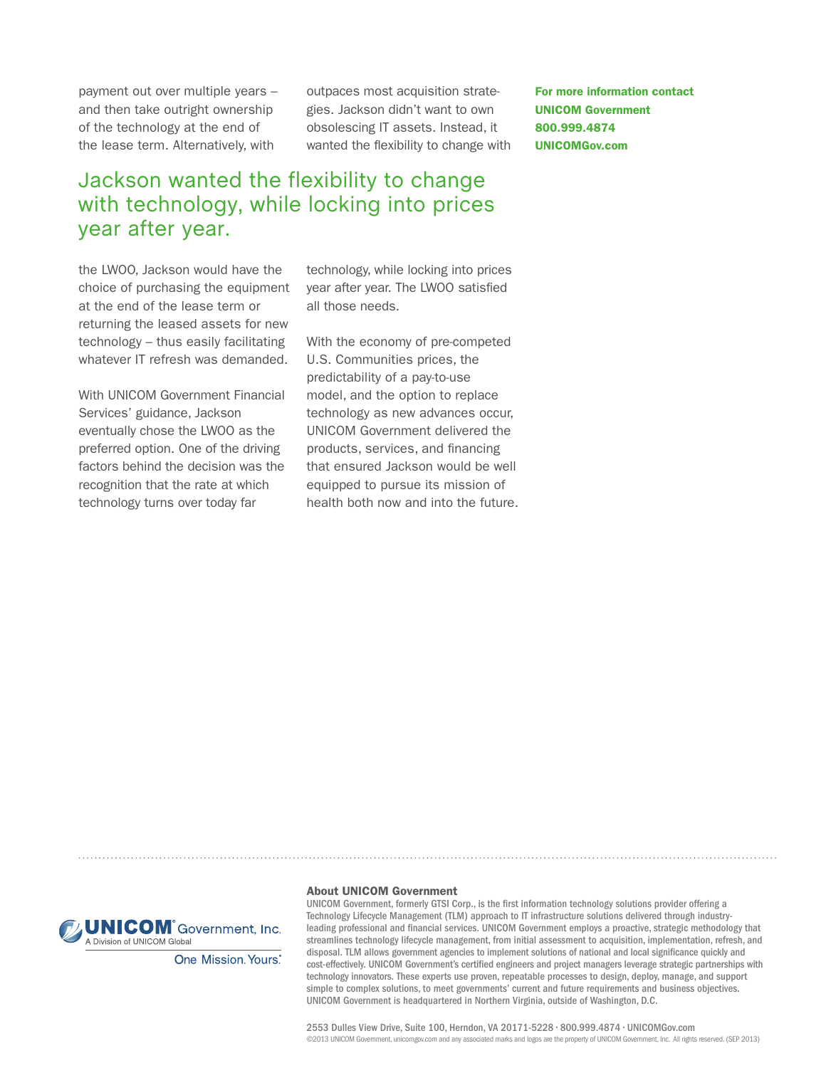payment out over multiple years – and then take outright ownership of the technology at the end of the lease term. Alternatively, with the LWOO, Jackson would have the choice of purchasing the equipment at the end of the lease term or returning the leased assets for new technology – thus easily facilitating whatever IT refresh was demanded.

With UNICOM Government Financial Services' guidance, Jackson eventually chose the LWOO as the preferred option. One of the driving factors behind the decision was the recognition that the rate at which technology turns over today far outpaces most acquisition strategies. Jackson didn't want to own obsolescing IT assets. Instead, it wanted the flexibility to change with technology, while locking into prices year after year. The LWOO satisfied all those needs.

> Jackson wanted the flexibility to change with technology, while locking into prices year after year.

With the economy of pre-competed U.S. Communities prices, the predictability of a pay-to-use model, and the option to replace technology as new advances occur, UNICOM Government delivered the products, services, and financing that ensured Jackson would be well equipped to pursue its mission of health both now and into the future.

**For more information contact**
**UNICOM Government**
**800.999.4874**
**UNICOMGov.com**

UNICOM® Government, Inc.
A Division of UNICOM Global
One Mission. Yours.®

**About UNICOM Government**

UNICOM Government, formerly GTSI Corp., is the first information technology solutions provider offering a Technology Lifecycle Management (TLM) approach to IT infrastructure solutions delivered through industry-leading professional and financial services. UNICOM Government employs a proactive, strategic methodology that streamlines technology lifecycle management, from initial assessment to acquisition, implementation, refresh, and disposal. TLM allows government agencies to implement solutions of national and local significance quickly and cost-effectively. UNICOM Government's certified engineers and project managers leverage strategic partnerships with technology innovators. These experts use proven, repeatable processes to design, deploy, manage, and support simple to complex solutions, to meet governments' current and future requirements and business objectives. UNICOM Government is headquartered in Northern Virginia, outside of Washington, D.C.

2553 Dulles View Drive, Suite 100, Herndon, VA 20171-5228 · 800.999.4874 · UNICOMGov.com

©2013 UNICOM Government, unicomgov.com and any associated marks and logos are the property of UNICOM Government, Inc. All rights reserved. (SEP 2013)